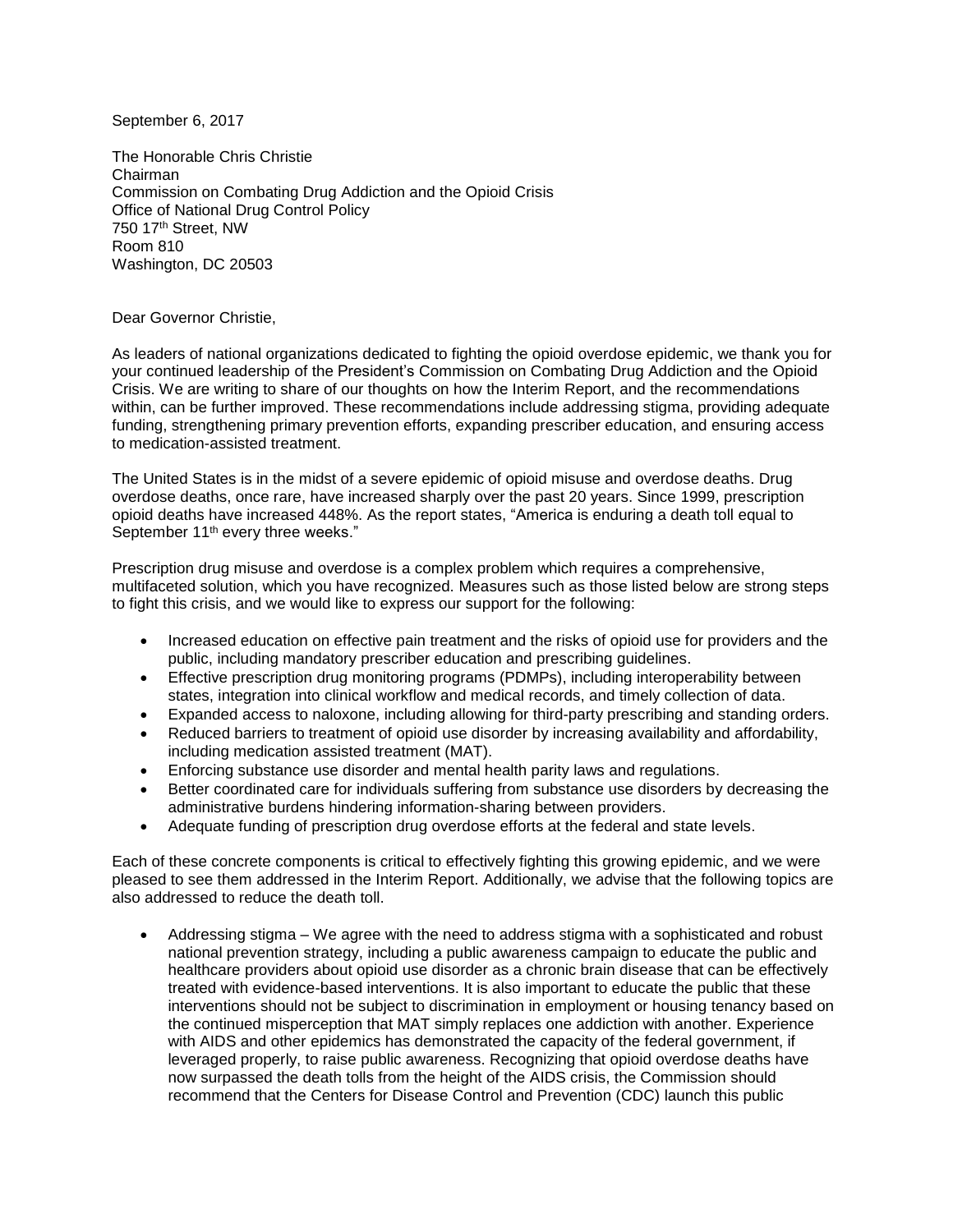September 6, 2017

The Honorable Chris Christie
Chairman
Commission on Combating Drug Addiction and the Opioid Crisis
Office of National Drug Control Policy
750 17th Street, NW
Room 810
Washington, DC 20503

Dear Governor Christie,

As leaders of national organizations dedicated to fighting the opioid overdose epidemic, we thank you for your continued leadership of the President's Commission on Combating Drug Addiction and the Opioid Crisis. We are writing to share of our thoughts on how the Interim Report, and the recommendations within, can be further improved. These recommendations include addressing stigma, providing adequate funding, strengthening primary prevention efforts, expanding prescriber education, and ensuring access to medication-assisted treatment.

The United States is in the midst of a severe epidemic of opioid misuse and overdose deaths. Drug overdose deaths, once rare, have increased sharply over the past 20 years. Since 1999, prescription opioid deaths have increased 448%. As the report states, "America is enduring a death toll equal to September 11th every three weeks."

Prescription drug misuse and overdose is a complex problem which requires a comprehensive, multifaceted solution, which you have recognized. Measures such as those listed below are strong steps to fight this crisis, and we would like to express our support for the following:

- Increased education on effective pain treatment and the risks of opioid use for providers and the public, including mandatory prescriber education and prescribing guidelines.
- Effective prescription drug monitoring programs (PDMPs), including interoperability between states, integration into clinical workflow and medical records, and timely collection of data.
- Expanded access to naloxone, including allowing for third-party prescribing and standing orders.
- Reduced barriers to treatment of opioid use disorder by increasing availability and affordability, including medication assisted treatment (MAT).
- Enforcing substance use disorder and mental health parity laws and regulations.
- Better coordinated care for individuals suffering from substance use disorders by decreasing the administrative burdens hindering information-sharing between providers.
- Adequate funding of prescription drug overdose efforts at the federal and state levels.

Each of these concrete components is critical to effectively fighting this growing epidemic, and we were pleased to see them addressed in the Interim Report. Additionally, we advise that the following topics are also addressed to reduce the death toll.

- Addressing stigma – We agree with the need to address stigma with a sophisticated and robust national prevention strategy, including a public awareness campaign to educate the public and healthcare providers about opioid use disorder as a chronic brain disease that can be effectively treated with evidence-based interventions. It is also important to educate the public that these interventions should not be subject to discrimination in employment or housing tenancy based on the continued misperception that MAT simply replaces one addiction with another. Experience with AIDS and other epidemics has demonstrated the capacity of the federal government, if leveraged properly, to raise public awareness. Recognizing that opioid overdose deaths have now surpassed the death tolls from the height of the AIDS crisis, the Commission should recommend that the Centers for Disease Control and Prevention (CDC) launch this public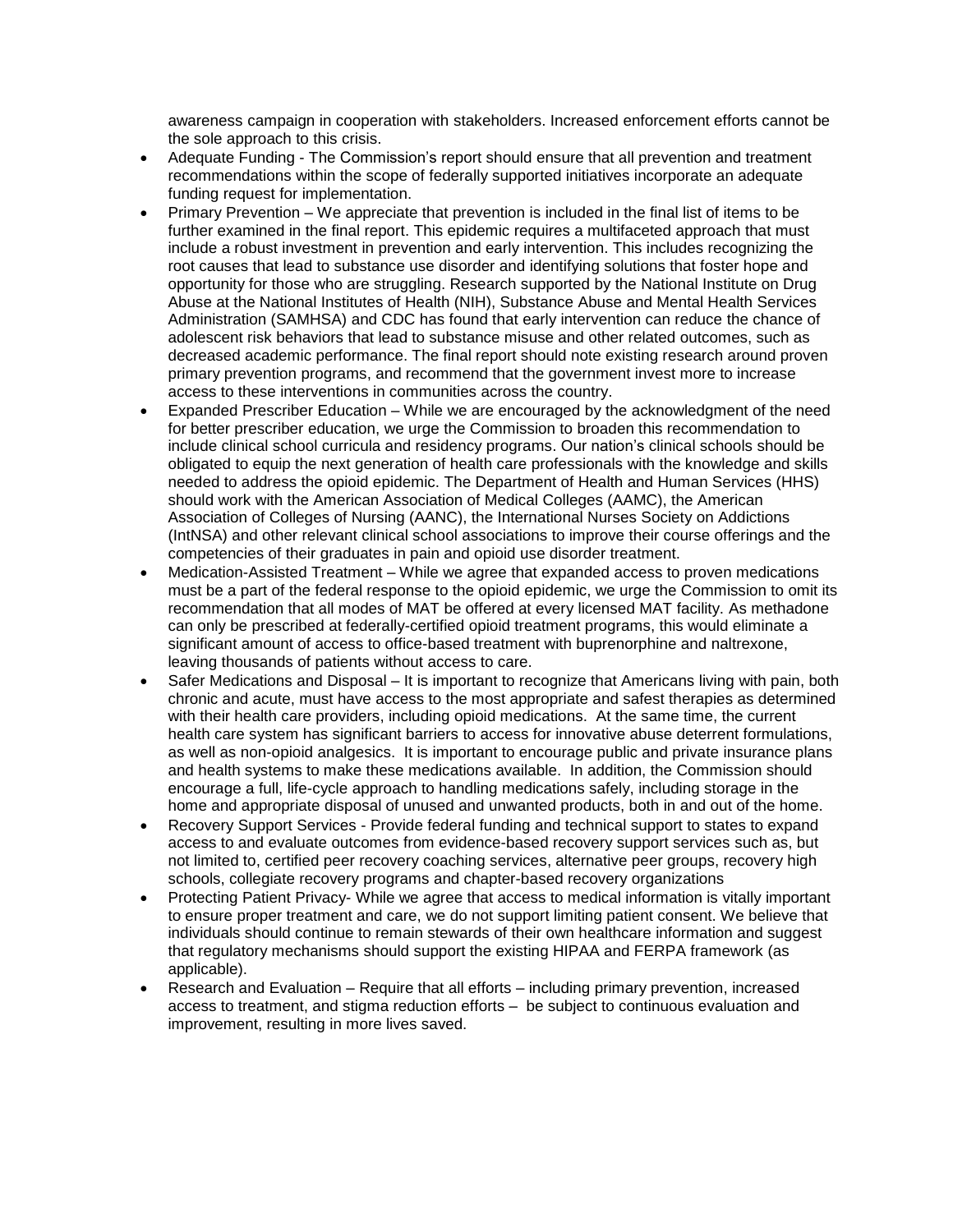awareness campaign in cooperation with stakeholders. Increased enforcement efforts cannot be the sole approach to this crisis.

- Adequate Funding - The Commission's report should ensure that all prevention and treatment recommendations within the scope of federally supported initiatives incorporate an adequate funding request for implementation.
- Primary Prevention – We appreciate that prevention is included in the final list of items to be further examined in the final report. This epidemic requires a multifaceted approach that must include a robust investment in prevention and early intervention. This includes recognizing the root causes that lead to substance use disorder and identifying solutions that foster hope and opportunity for those who are struggling. Research supported by the National Institute on Drug Abuse at the National Institutes of Health (NIH), Substance Abuse and Mental Health Services Administration (SAMHSA) and CDC has found that early intervention can reduce the chance of adolescent risk behaviors that lead to substance misuse and other related outcomes, such as decreased academic performance. The final report should note existing research around proven primary prevention programs, and recommend that the government invest more to increase access to these interventions in communities across the country.
- Expanded Prescriber Education – While we are encouraged by the acknowledgment of the need for better prescriber education, we urge the Commission to broaden this recommendation to include clinical school curricula and residency programs. Our nation's clinical schools should be obligated to equip the next generation of health care professionals with the knowledge and skills needed to address the opioid epidemic. The Department of Health and Human Services (HHS) should work with the American Association of Medical Colleges (AAMC), the American Association of Colleges of Nursing (AANC), the International Nurses Society on Addictions (IntNSA) and other relevant clinical school associations to improve their course offerings and the competencies of their graduates in pain and opioid use disorder treatment.
- Medication-Assisted Treatment – While we agree that expanded access to proven medications must be a part of the federal response to the opioid epidemic, we urge the Commission to omit its recommendation that all modes of MAT be offered at every licensed MAT facility. As methadone can only be prescribed at federally-certified opioid treatment programs, this would eliminate a significant amount of access to office-based treatment with buprenorphine and naltrexone, leaving thousands of patients without access to care.
- Safer Medications and Disposal – It is important to recognize that Americans living with pain, both chronic and acute, must have access to the most appropriate and safest therapies as determined with their health care providers, including opioid medications. At the same time, the current health care system has significant barriers to access for innovative abuse deterrent formulations, as well as non-opioid analgesics. It is important to encourage public and private insurance plans and health systems to make these medications available. In addition, the Commission should encourage a full, life-cycle approach to handling medications safely, including storage in the home and appropriate disposal of unused and unwanted products, both in and out of the home.
- Recovery Support Services - Provide federal funding and technical support to states to expand access to and evaluate outcomes from evidence-based recovery support services such as, but not limited to, certified peer recovery coaching services, alternative peer groups, recovery high schools, collegiate recovery programs and chapter-based recovery organizations
- Protecting Patient Privacy- While we agree that access to medical information is vitally important to ensure proper treatment and care, we do not support limiting patient consent. We believe that individuals should continue to remain stewards of their own healthcare information and suggest that regulatory mechanisms should support the existing HIPAA and FERPA framework (as applicable).
- Research and Evaluation – Require that all efforts – including primary prevention, increased access to treatment, and stigma reduction efforts – be subject to continuous evaluation and improvement, resulting in more lives saved.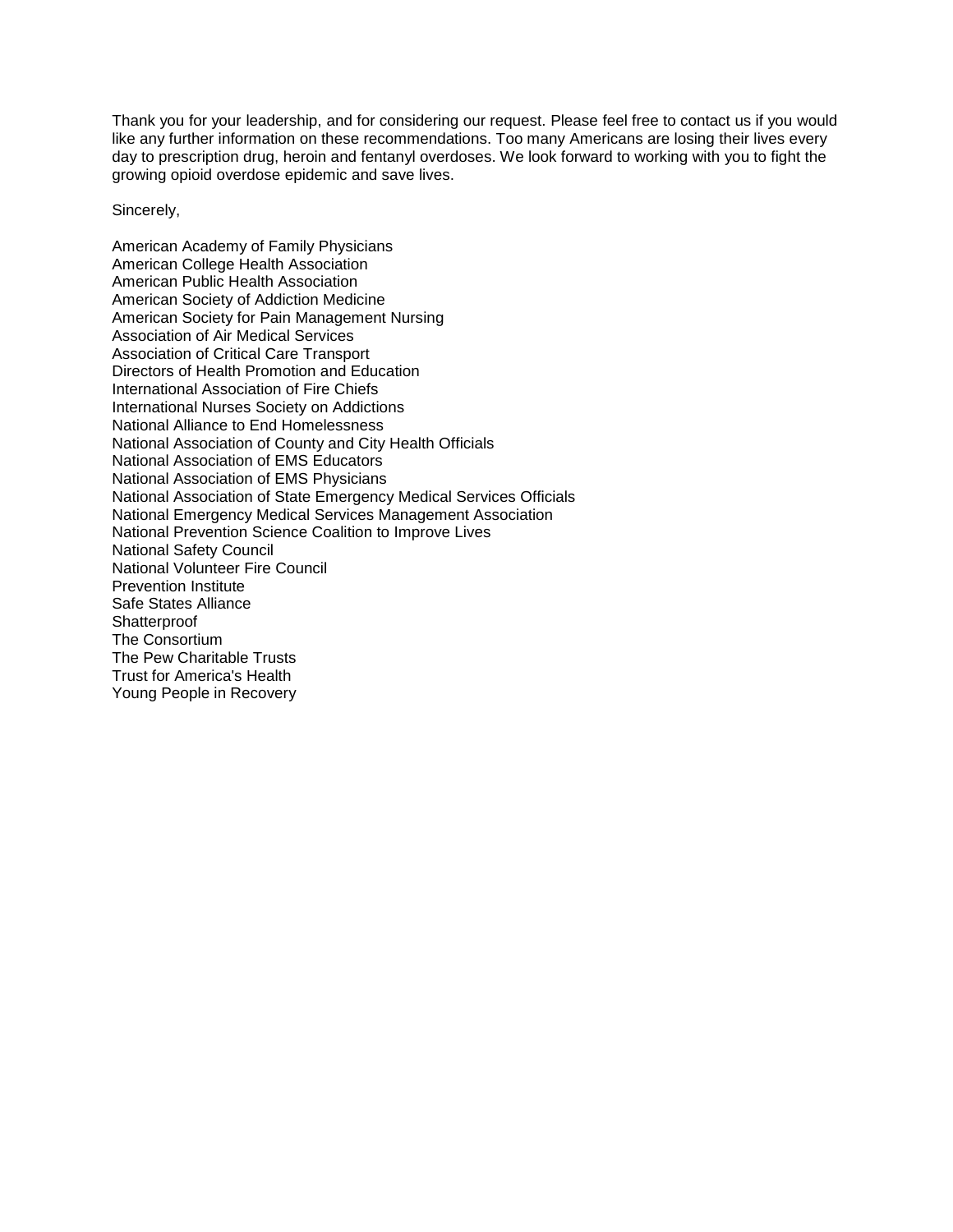Thank you for your leadership, and for considering our request. Please feel free to contact us if you would like any further information on these recommendations. Too many Americans are losing their lives every day to prescription drug, heroin and fentanyl overdoses. We look forward to working with you to fight the growing opioid overdose epidemic and save lives.

Sincerely,

American Academy of Family Physicians
American College Health Association
American Public Health Association
American Society of Addiction Medicine
American Society for Pain Management Nursing
Association of Air Medical Services
Association of Critical Care Transport
Directors of Health Promotion and Education
International Association of Fire Chiefs
International Nurses Society on Addictions
National Alliance to End Homelessness
National Association of County and City Health Officials
National Association of EMS Educators
National Association of EMS Physicians
National Association of State Emergency Medical Services Officials
National Emergency Medical Services Management Association
National Prevention Science Coalition to Improve Lives
National Safety Council
National Volunteer Fire Council
Prevention Institute
Safe States Alliance
Shatterproof
The Consortium
The Pew Charitable Trusts
Trust for America's Health
Young People in Recovery